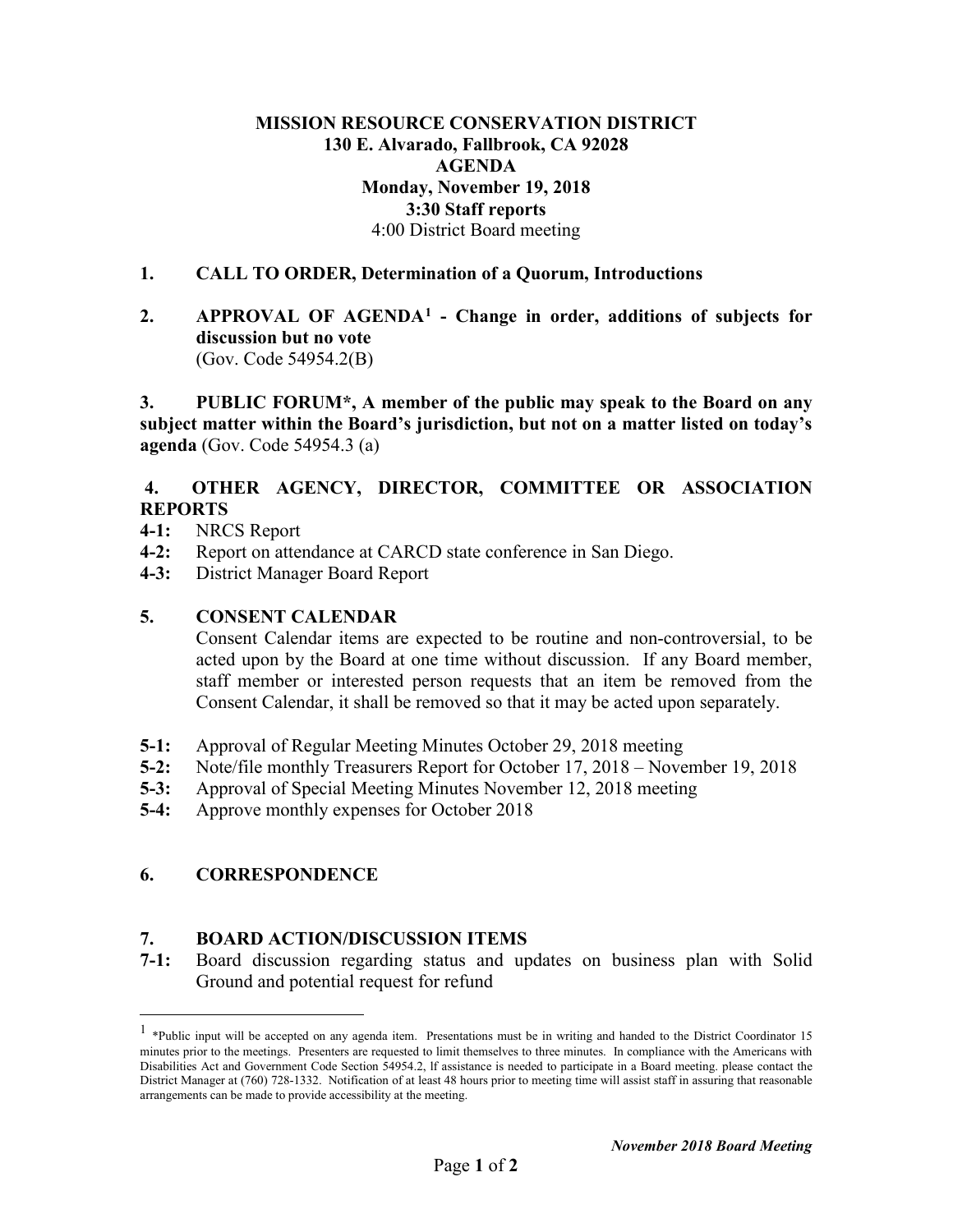**MISSION RESOURCE CONSERVATION DISTRICT**
**130 E. Alvarado, Fallbrook, CA 92028**
**AGENDA**
**Monday, November 19, 2018**
**3:30 Staff reports**
4:00 District Board meeting

**1. CALL TO ORDER, Determination of a Quorum, Introductions**

**2. APPROVAL OF AGENDA[1] - Change in order, additions of subjects for discussion but no vote**
(Gov. Code 54954.2(B)

**3. PUBLIC FORUM*, A member of the public may speak to the Board on any subject matter within the Board's jurisdiction, but not on a matter listed on today's agenda** (Gov. Code 54954.3 (a)

**4. OTHER AGENCY, DIRECTOR, COMMITTEE OR ASSOCIATION REPORTS**

**4-1:** NRCS Report
**4-2:** Report on attendance at CARCD state conference in San Diego.
**4-3:** District Manager Board Report

**5. CONSENT CALENDAR**

Consent Calendar items are expected to be routine and non-controversial, to be acted upon by the Board at one time without discussion. If any Board member, staff member or interested person requests that an item be removed from the Consent Calendar, it shall be removed so that it may be acted upon separately.

**5-1:** Approval of Regular Meeting Minutes October 29, 2018 meeting
**5-2:** Note/file monthly Treasurers Report for October 17, 2018 – November 19, 2018
**5-3:** Approval of Special Meeting Minutes November 12, 2018 meeting
**5-4:** Approve monthly expenses for October 2018

**6. CORRESPONDENCE**

**7. BOARD ACTION/DISCUSSION ITEMS**

**7-1:** Board discussion regarding status and updates on business plan with Solid Ground and potential request for refund

---

[1] *Public input will be accepted on any agenda item. Presentations must be in writing and handed to the District Coordinator 15 minutes prior to the meetings. Presenters are requested to limit themselves to three minutes. In compliance with the Americans with Disabilities Act and Government Code Section 54954.2, lf assistance is needed to participate in a Board meeting. please contact the District Manager at (760) 728-1332. Notification of at least 48 hours prior to meeting time will assist staff in assuring that reasonable arrangements can be made to provide accessibility at the meeting.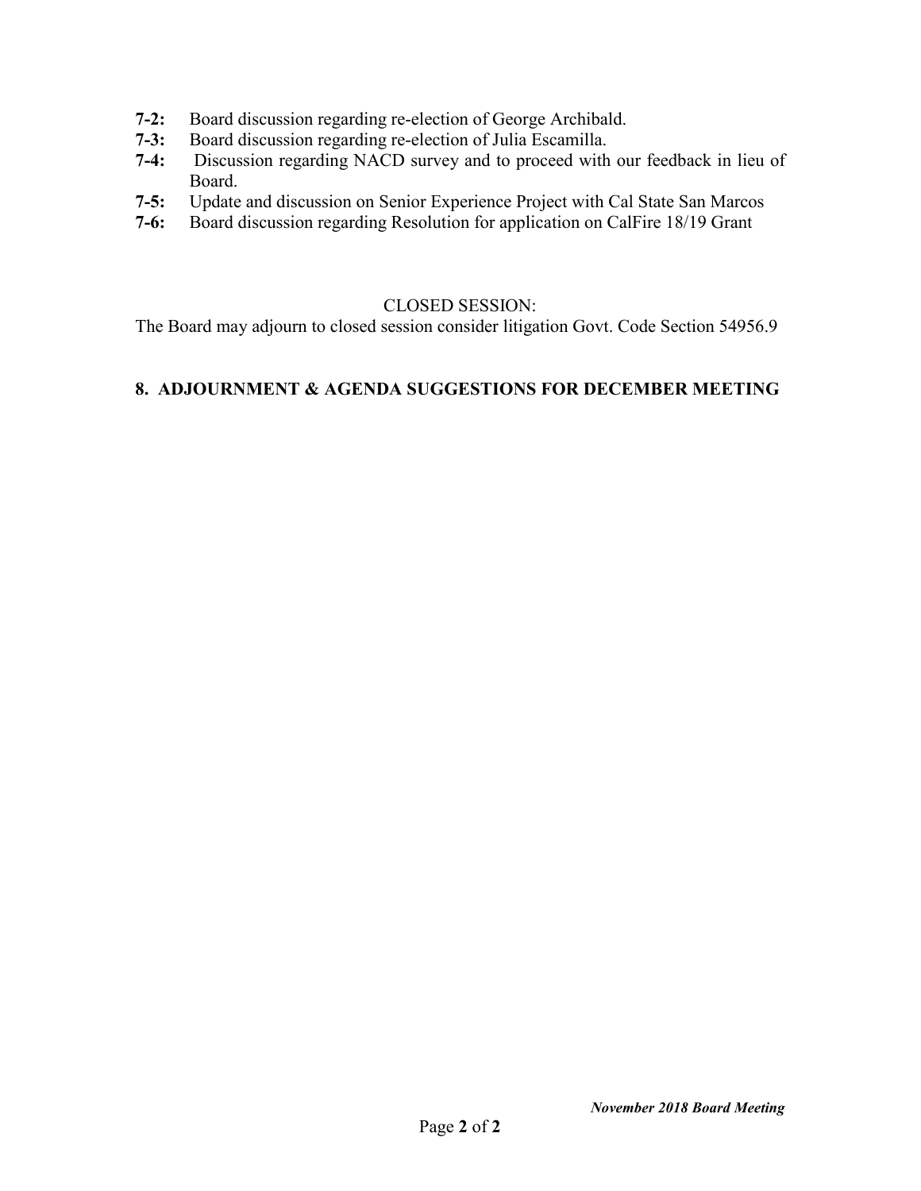**7-2:** Board discussion regarding re-election of George Archibald.
**7-3:** Board discussion regarding re-election of Julia Escamilla.
**7-4:** Discussion regarding NACD survey and to proceed with our feedback in lieu of Board.
**7-5:** Update and discussion on Senior Experience Project with Cal State San Marcos
**7-6:** Board discussion regarding Resolution for application on CalFire 18/19 Grant

CLOSED SESSION:

The Board may adjourn to closed session consider litigation Govt. Code Section 54956.9

**8. ADJOURNMENT & AGENDA SUGGESTIONS FOR DECEMBER MEETING**